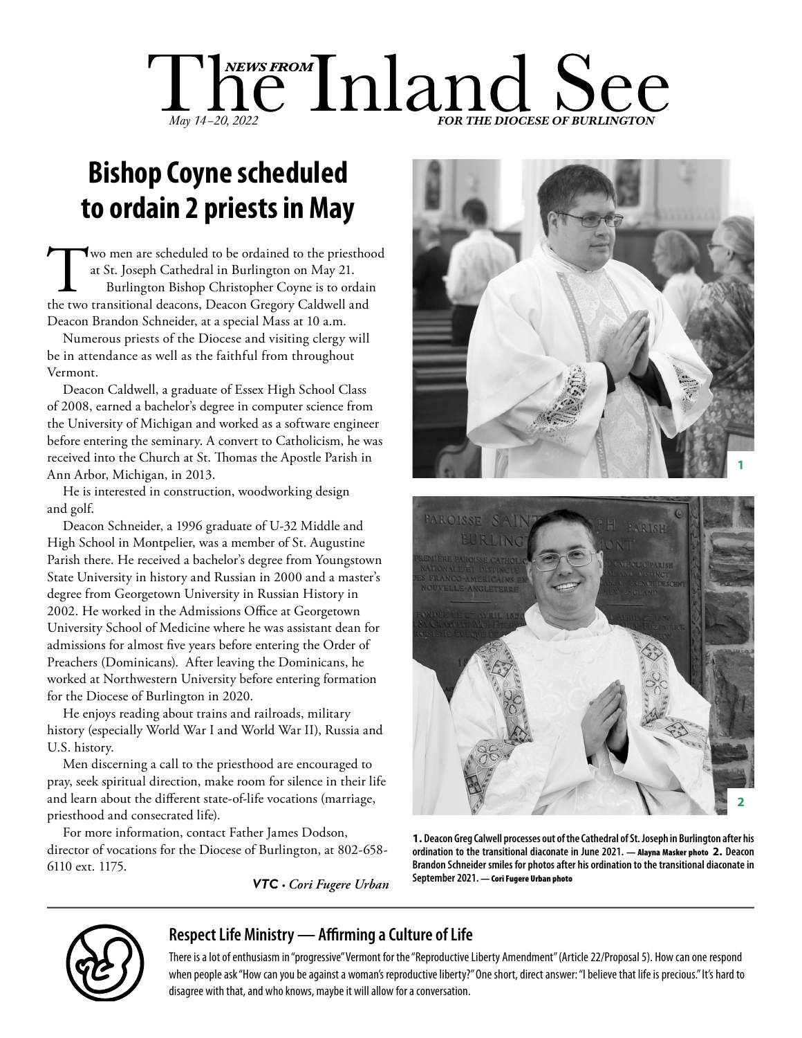# The Inland See

*NEWS FROM*

*May 14–20, 2022* *FOR THE DIOCESE OF BURLINGTON*

## Bishop Coyne scheduled to ordain 2 priests in May

Two men are scheduled to be ordained to the priesthood at St. Joseph Cathedral in Burlington on May 21.

Burlington Bishop Christopher Coyne is to ordain the two transitional deacons, Deacon Gregory Caldwell and Deacon Brandon Schneider, at a special Mass at 10 a.m.

Numerous priests of the Diocese and visiting clergy will be in attendance as well as the faithful from throughout Vermont.

Deacon Caldwell, a graduate of Essex High School Class of 2008, earned a bachelor's degree in computer science from the University of Michigan and worked as a software engineer before entering the seminary. A convert to Catholicism, he was received into the Church at St. Thomas the Apostle Parish in Ann Arbor, Michigan, in 2013.

He is interested in construction, woodworking design and golf.

Deacon Schneider, a 1996 graduate of U-32 Middle and High School in Montpelier, was a member of St. Augustine Parish there. He received a bachelor's degree from Youngstown State University in history and Russian in 2000 and a master's degree from Georgetown University in Russian History in 2002. He worked in the Admissions Office at Georgetown University School of Medicine where he was assistant dean for admissions for almost five years before entering the Order of Preachers (Dominicans). After leaving the Dominicans, he worked at Northwestern University before entering formation for the Diocese of Burlington in 2020.

He enjoys reading about trains and railroads, military history (especially World War I and World War II), Russia and U.S. history.

Men discerning a call to the priesthood are encouraged to pray, seek spiritual direction, make room for silence in their life and learn about the different state-of-life vocations (marriage, priesthood and consecrated life).

For more information, contact Father James Dodson, director of vocations for the Diocese of Burlington, at 802-658-6110 ext. 1175.

*VTC • Cori Fugere Urban*

**1.** Deacon Greg Calwell processes out of the Cathedral of St. Joseph in Burlington after his ordination to the transitional diaconate in June 2021. — Alayna Masker photo **2.** Deacon Brandon Schneider smiles for photos after his ordination to the transitional diaconate in September 2021. — Cori Fugere Urban photo

### Respect Life Ministry — Affirming a Culture of Life

There is a lot of enthusiasm in "progressive" Vermont for the "Reproductive Liberty Amendment" (Article 22/Proposal 5). How can one respond when people ask "How can you be against a woman's reproductive liberty?" One short, direct answer: "I believe that life is precious." It's hard to disagree with that, and who knows, maybe it will allow for a conversation.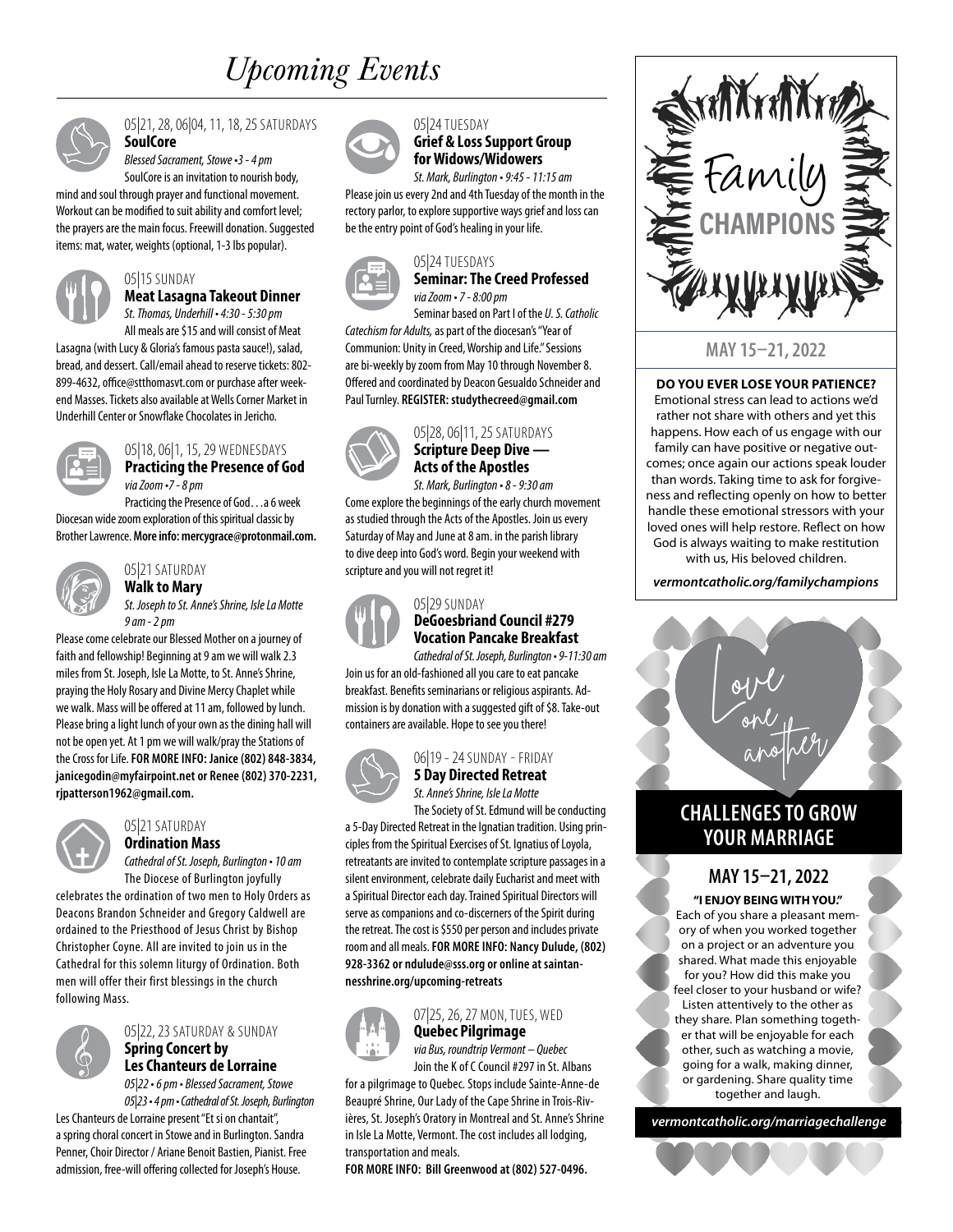# Upcoming Events

05|21, 28, 06|04, 11, 18, 25 SATURDAYS
### SoulCore
*Blessed Sacrament, Stowe • 3 - 4 pm*

SoulCore is an invitation to nourish body, mind and soul through prayer and functional movement. Workout can be modified to suit ability and comfort level; the prayers are the main focus. Freewill donation. Suggested items: mat, water, weights (optional, 1-3 lbs popular).

05|15 SUNDAY
### Meat Lasagna Takeout Dinner
*St. Thomas, Underhill • 4:30 - 5:30 pm*

All meals are $15 and will consist of Meat Lasagna (with Lucy & Gloria's famous pasta sauce!), salad, bread, and dessert. Call/email ahead to reserve tickets: 802-899-4632, office@stthomasvt.com or purchase after weekend Masses. Tickets also available at Wells Corner Market in Underhill Center or Snowflake Chocolates in Jericho.

05|18, 06|1, 15, 29 WEDNESDAYS
### Practicing the Presence of God
*via Zoom • 7 - 8 pm*

Practicing the Presence of God…a 6 week Diocesan wide zoom exploration of this spiritual classic by Brother Lawrence. **More info: mercygrace@protonmail.com.**

05|21 SATURDAY
### Walk to Mary
*St. Joseph to St. Anne's Shrine, Isle La Motte 9 am - 2 pm*

Please come celebrate our Blessed Mother on a journey of faith and fellowship! Beginning at 9 am we will walk 2.3 miles from St. Joseph, Isle La Motte, to St. Anne's Shrine, praying the Holy Rosary and Divine Mercy Chaplet while we walk. Mass will be offered at 11 am, followed by lunch. Please bring a light lunch of your own as the dining hall will not be open yet. At 1 pm we will walk/pray the Stations of the Cross for Life. **FOR MORE INFO: Janice (802) 848-3834, janicegodin@myfairpoint.net or Renee (802) 370-2231, rjpatterson1962@gmail.com.**

05|21 SATURDAY
### Ordination Mass
*Cathedral of St. Joseph, Burlington • 10 am*

The Diocese of Burlington joyfully celebrates the ordination of two men to Holy Orders as Deacons Brandon Schneider and Gregory Caldwell are ordained to the Priesthood of Jesus Christ by Bishop Christopher Coyne. All are invited to join us in the Cathedral for this solemn liturgy of Ordination. Both men will offer their first blessings in the church following Mass.

05|22, 23 SATURDAY & SUNDAY
### Spring Concert by Les Chanteurs de Lorraine
*05|22 • 6 pm • Blessed Sacrament, Stowe*
*05|23 • 4 pm • Cathedral of St. Joseph, Burlington*

Les Chanteurs de Lorraine present "Et si on chantait", a spring choral concert in Stowe and in Burlington. Sandra Penner, Choir Director / Ariane Benoit Bastien, Pianist. Free admission, free-will offering collected for Joseph's House.

05|24 TUESDAY
### Grief & Loss Support Group for Widows/Widowers
*St. Mark, Burlington • 9:45 - 11:15 am*

Please join us every 2nd and 4th Tuesday of the month in the rectory parlor, to explore supportive ways grief and loss can be the entry point of God's healing in your life.

05|24 TUESDAYS
### Seminar: The Creed Professed
*via Zoom • 7 - 8:00 pm*

Seminar based on Part I of the *U. S. Catholic Catechism for Adults,* as part of the diocesan's "Year of Communion: Unity in Creed, Worship and Life." Sessions are bi-weekly by zoom from May 10 through November 8. Offered and coordinated by Deacon Gesualdo Schneider and Paul Turnley. **REGISTER: studythecreed@gmail.com**

05|28, 06|11, 25 SATURDAYS
### Scripture Deep Dive — Acts of the Apostles
*St. Mark, Burlington • 8 - 9:30 am*

Come explore the beginnings of the early church movement as studied through the Acts of the Apostles. Join us every Saturday of May and June at 8 am. in the parish library to dive deep into God's word. Begin your weekend with scripture and you will not regret it!

05|29 SUNDAY
### DeGoesbriand Council #279 Vocation Pancake Breakfast
*Cathedral of St. Joseph, Burlington • 9-11:30 am*

Join us for an old-fashioned all you care to eat pancake breakfast. Benefits seminarians or religious aspirants. Admission is by donation with a suggested gift of $8. Take-out containers are available. Hope to see you there!

06|19 - 24 SUNDAY - FRIDAY
### 5 Day Directed Retreat
*St. Anne's Shrine, Isle La Motte*

The Society of St. Edmund will be conducting a 5-Day Directed Retreat in the Ignatian tradition. Using principles from the Spiritual Exercises of St. Ignatius of Loyola, retreatants are invited to contemplate scripture passages in a silent environment, celebrate daily Eucharist and meet with a Spiritual Director each day. Trained Spiritual Directors will serve as companions and co-discerners of the Spirit during the retreat. The cost is $550 per person and includes private room and all meals. **FOR MORE INFO: Nancy Dulude, (802) 928-3362 or ndulude@sss.org or online at saintannesshrine.org/upcoming-retreats**

07|25, 26, 27 MON, TUES, WED
### Quebec Pilgrimage
*via Bus, roundtrip Vermont – Quebec*

Join the K of C Council #297 in St. Albans for a pilgrimage to Quebec. Stops include Sainte-Anne-de Beaupré Shrine, Our Lady of the Cape Shrine in Trois-Rivières, St. Joseph's Oratory in Montreal and St. Anne's Shrine in Isle La Motte, Vermont. The cost includes all lodging, transportation and meals.

**FOR MORE INFO: Bill Greenwood at (802) 527-0496.**

---

## Family CHAMPIONS

### MAY 15–21, 2022

**DO YOU EVER LOSE YOUR PATIENCE?**

Emotional stress can lead to actions we'd rather not share with others and yet this happens. How each of us engage with our family can have positive or negative outcomes; once again our actions speak louder than words. Taking time to ask for forgiveness and reflecting openly on how to better handle these emotional stressors with your loved ones will help restore. Reflect on how God is always waiting to make restitution with us, His beloved children.

***vermontcatholic.org/familychampions***

---

Love one another

## CHALLENGES TO GROW YOUR MARRIAGE

### MAY 15–21, 2022

**"I ENJOY BEING WITH YOU."**

Each of you share a pleasant memory of when you worked together on a project or an adventure you shared. What made this enjoyable for you? How did this make you feel closer to your husband or wife? Listen attentively to the other as they share. Plan something together that will be enjoyable for each other, such as watching a movie, going for a walk, making dinner, or gardening. Share quality time together and laugh.

***vermontcatholic.org/marriagechallenge***